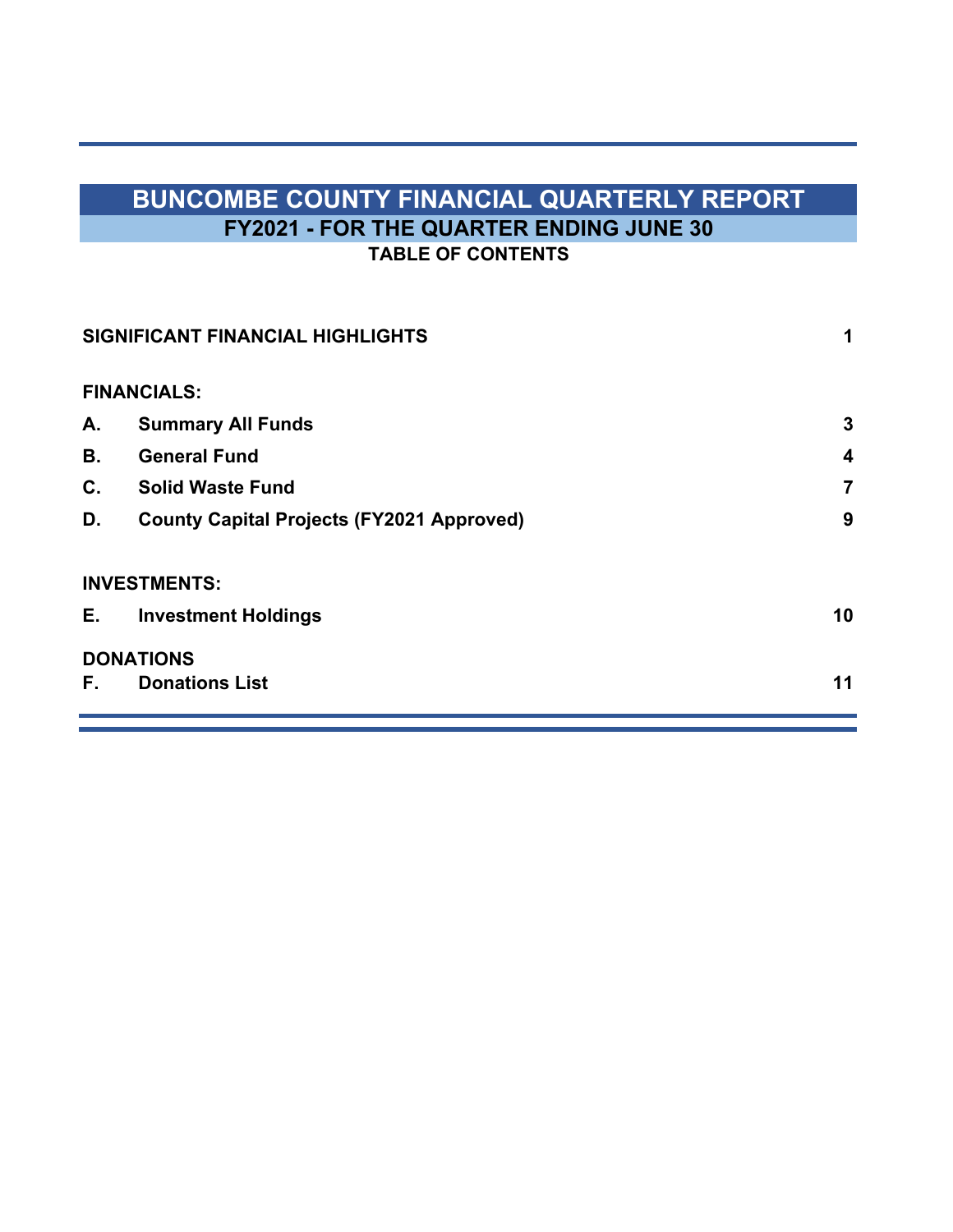# BUNCOMBE COUNTY FINANCIAL QUARTERLY REPORT

## FY2021 - FOR THE QUARTER ENDING JUNE 30

### TABLE OF CONTENTS

| | | |
|---|---|---|
| **SIGNIFICANT FINANCIAL HIGHLIGHTS** | | **1** |
| **FINANCIALS:** | | |
| **A.** | **Summary All Funds** | **3** |
| **B.** | **General Fund** | **4** |
| **C.** | **Solid Waste Fund** | **7** |
| **D.** | **County Capital Projects (FY2021 Approved)** | **9** |
| **INVESTMENTS:** | | |
| **E.** | **Investment Holdings** | **10** |
| **DONATIONS** | | |
| **F.** | **Donations List** | **11** |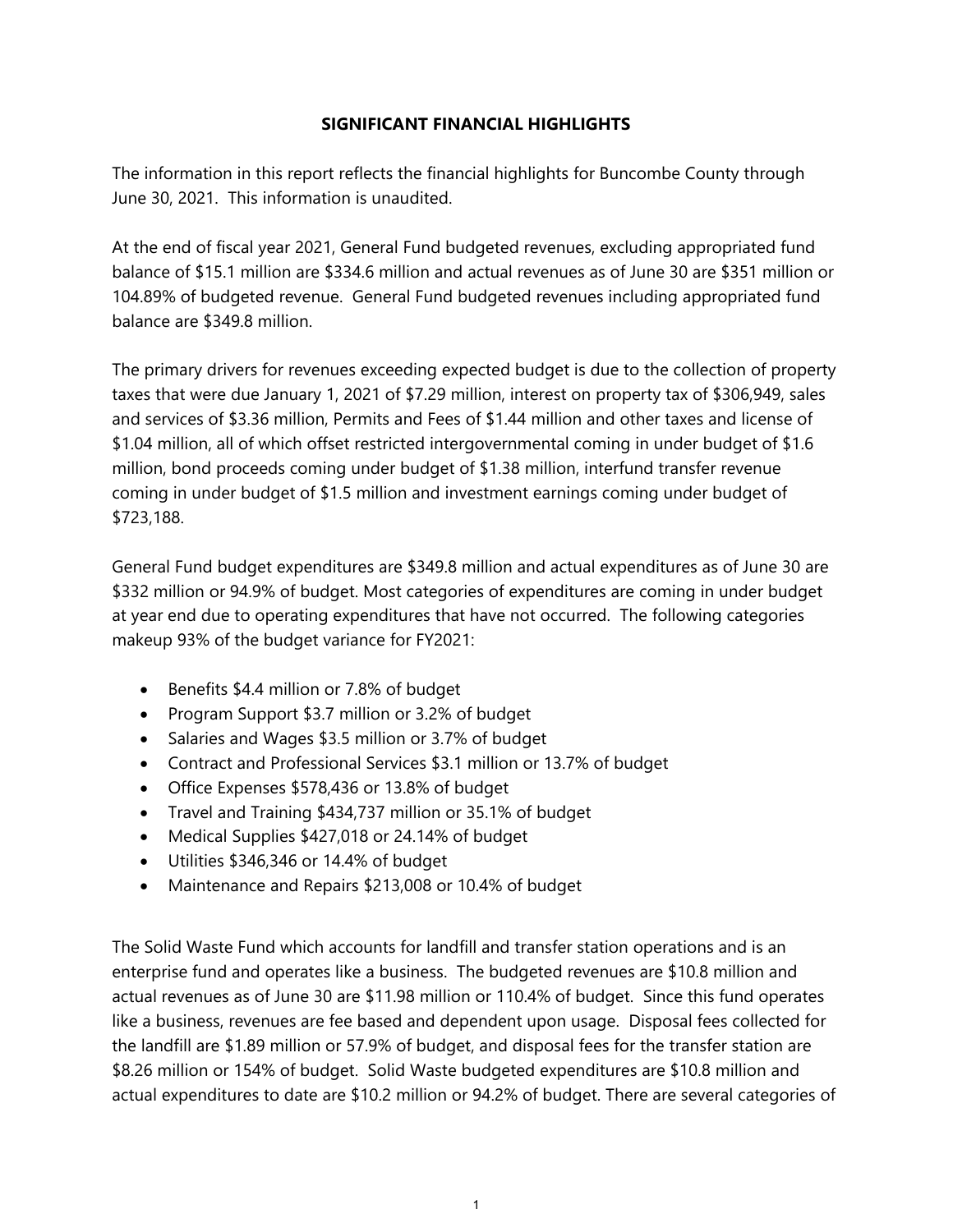## SIGNIFICANT FINANCIAL HIGHLIGHTS

The information in this report reflects the financial highlights for Buncombe County through June 30, 2021. This information is unaudited.

At the end of fiscal year 2021, General Fund budgeted revenues, excluding appropriated fund balance of $15.1 million are $334.6 million and actual revenues as of June 30 are $351 million or 104.89% of budgeted revenue. General Fund budgeted revenues including appropriated fund balance are $349.8 million.

The primary drivers for revenues exceeding expected budget is due to the collection of property taxes that were due January 1, 2021 of $7.29 million, interest on property tax of $306,949, sales and services of $3.36 million, Permits and Fees of $1.44 million and other taxes and license of $1.04 million, all of which offset restricted intergovernmental coming in under budget of $1.6 million, bond proceeds coming under budget of $1.38 million, interfund transfer revenue coming in under budget of $1.5 million and investment earnings coming under budget of $723,188.

General Fund budget expenditures are $349.8 million and actual expenditures as of June 30 are $332 million or 94.9% of budget. Most categories of expenditures are coming in under budget at year end due to operating expenditures that have not occurred. The following categories makeup 93% of the budget variance for FY2021:

- Benefits $4.4 million or 7.8% of budget
- Program Support $3.7 million or 3.2% of budget
- Salaries and Wages $3.5 million or 3.7% of budget
- Contract and Professional Services $3.1 million or 13.7% of budget
- Office Expenses $578,436 or 13.8% of budget
- Travel and Training $434,737 million or 35.1% of budget
- Medical Supplies $427,018 or 24.14% of budget
- Utilities $346,346 or 14.4% of budget
- Maintenance and Repairs $213,008 or 10.4% of budget

The Solid Waste Fund which accounts for landfill and transfer station operations and is an enterprise fund and operates like a business. The budgeted revenues are $10.8 million and actual revenues as of June 30 are $11.98 million or 110.4% of budget. Since this fund operates like a business, revenues are fee based and dependent upon usage. Disposal fees collected for the landfill are $1.89 million or 57.9% of budget, and disposal fees for the transfer station are $8.26 million or 154% of budget. Solid Waste budgeted expenditures are $10.8 million and actual expenditures to date are $10.2 million or 94.2% of budget. There are several categories of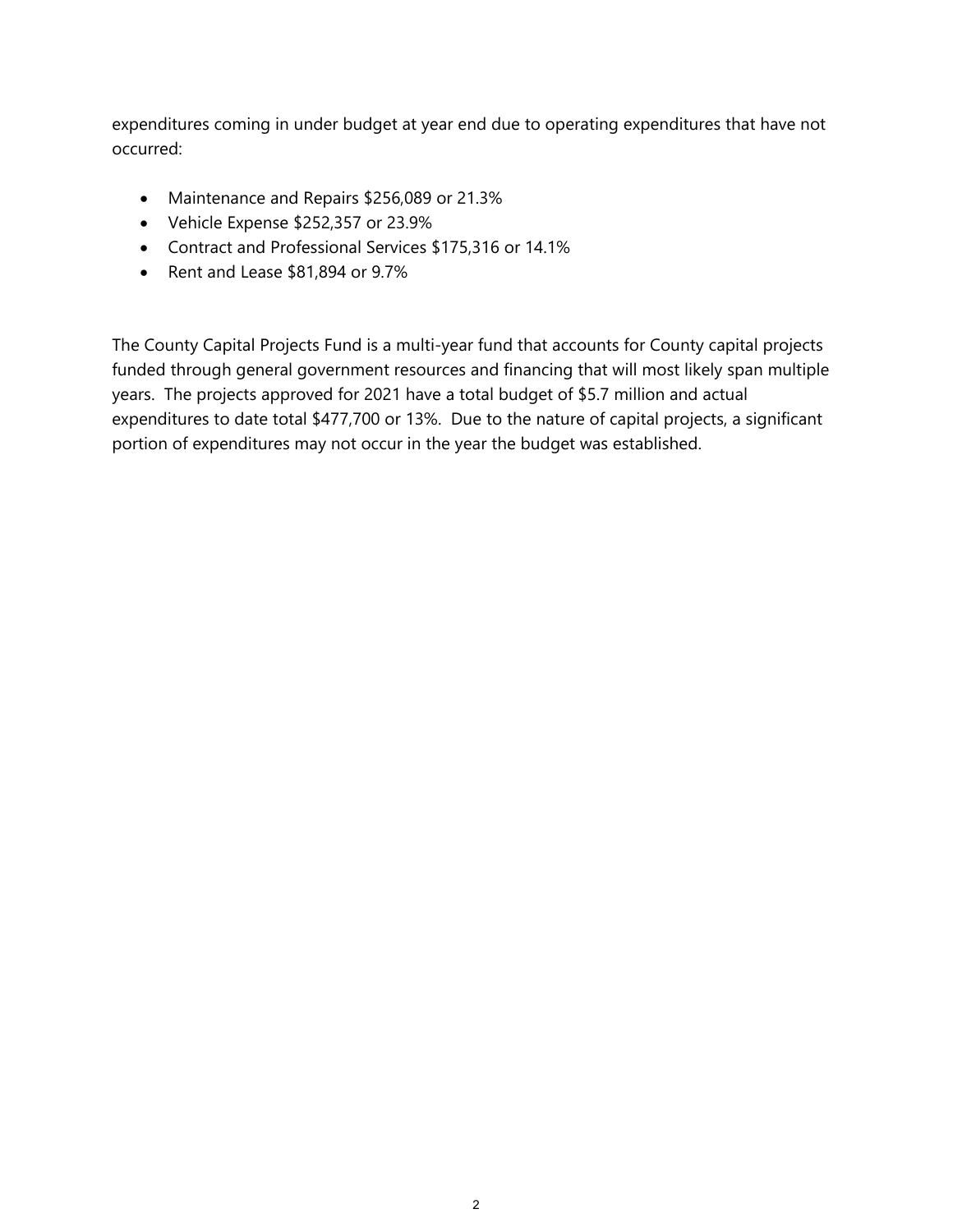expenditures coming in under budget at year end due to operating expenditures that have not occurred:

- Maintenance and Repairs $256,089 or 21.3%
- Vehicle Expense $252,357 or 23.9%
- Contract and Professional Services $175,316 or 14.1%
- Rent and Lease $81,894 or 9.7%

The County Capital Projects Fund is a multi-year fund that accounts for County capital projects funded through general government resources and financing that will most likely span multiple years. The projects approved for 2021 have a total budget of $5.7 million and actual expenditures to date total $477,700 or 13%. Due to the nature of capital projects, a significant portion of expenditures may not occur in the year the budget was established.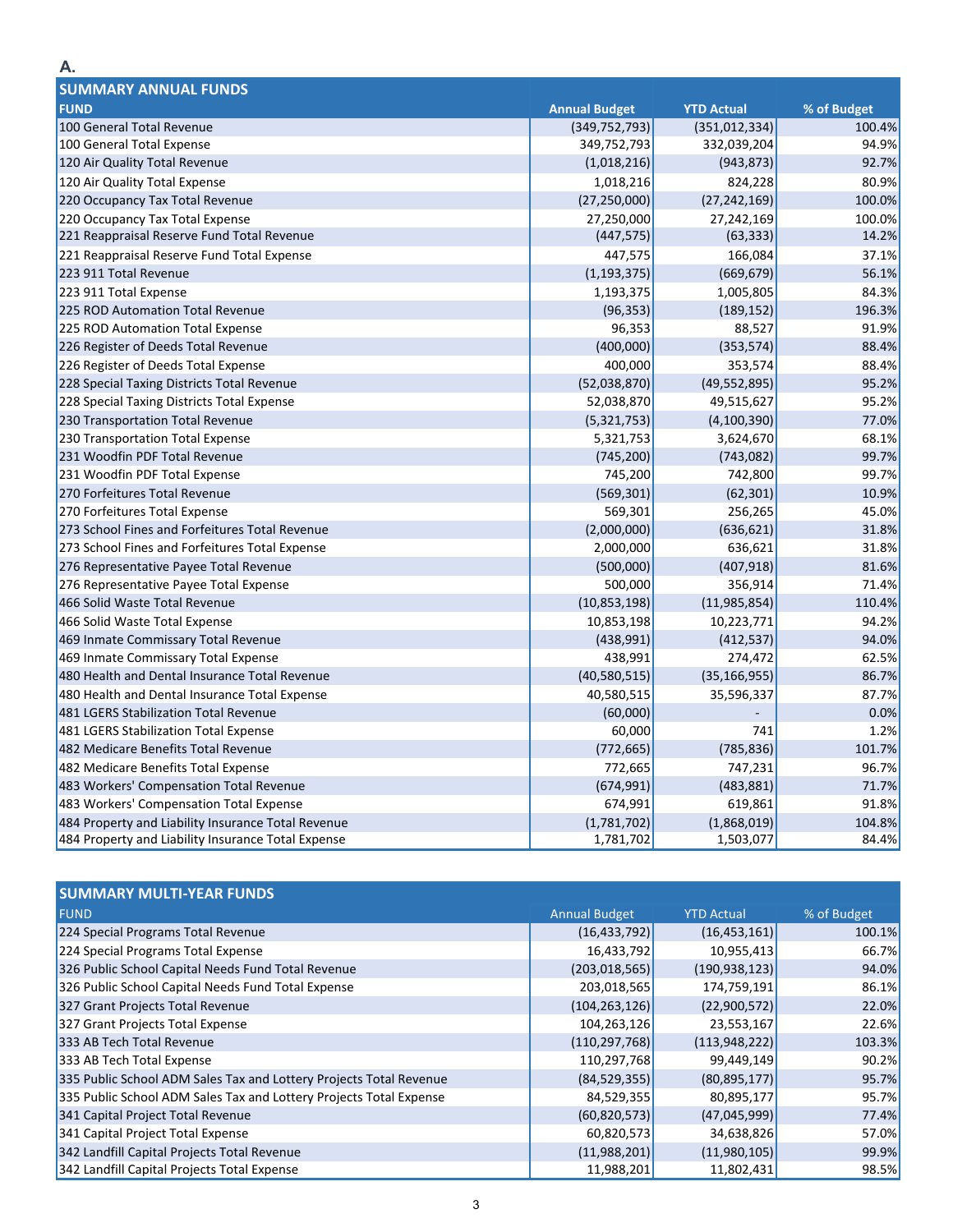A.

| SUMMARY ANNUAL FUNDS | | | |
|---|---|---|---|
| **FUND** | **Annual Budget** | **YTD Actual** | **% of Budget** |
| 100 General Total Revenue | (349,752,793) | (351,012,334) | 100.4% |
| 100 General Total Expense | 349,752,793 | 332,039,204 | 94.9% |
| 120 Air Quality Total Revenue | (1,018,216) | (943,873) | 92.7% |
| 120 Air Quality Total Expense | 1,018,216 | 824,228 | 80.9% |
| 220 Occupancy Tax Total Revenue | (27,250,000) | (27,242,169) | 100.0% |
| 220 Occupancy Tax Total Expense | 27,250,000 | 27,242,169 | 100.0% |
| 221 Reappraisal Reserve Fund Total Revenue | (447,575) | (63,333) | 14.2% |
| 221 Reappraisal Reserve Fund Total Expense | 447,575 | 166,084 | 37.1% |
| 223 911 Total Revenue | (1,193,375) | (669,679) | 56.1% |
| 223 911 Total Expense | 1,193,375 | 1,005,805 | 84.3% |
| 225 ROD Automation Total Revenue | (96,353) | (189,152) | 196.3% |
| 225 ROD Automation Total Expense | 96,353 | 88,527 | 91.9% |
| 226 Register of Deeds Total Revenue | (400,000) | (353,574) | 88.4% |
| 226 Register of Deeds Total Expense | 400,000 | 353,574 | 88.4% |
| 228 Special Taxing Districts Total Revenue | (52,038,870) | (49,552,895) | 95.2% |
| 228 Special Taxing Districts Total Expense | 52,038,870 | 49,515,627 | 95.2% |
| 230 Transportation Total Revenue | (5,321,753) | (4,100,390) | 77.0% |
| 230 Transportation Total Expense | 5,321,753 | 3,624,670 | 68.1% |
| 231 Woodfin PDF Total Revenue | (745,200) | (743,082) | 99.7% |
| 231 Woodfin PDF Total Expense | 745,200 | 742,800 | 99.7% |
| 270 Forfeitures Total Revenue | (569,301) | (62,301) | 10.9% |
| 270 Forfeitures Total Expense | 569,301 | 256,265 | 45.0% |
| 273 School Fines and Forfeitures Total Revenue | (2,000,000) | (636,621) | 31.8% |
| 273 School Fines and Forfeitures Total Expense | 2,000,000 | 636,621 | 31.8% |
| 276 Representative Payee Total Revenue | (500,000) | (407,918) | 81.6% |
| 276 Representative Payee Total Expense | 500,000 | 356,914 | 71.4% |
| 466 Solid Waste Total Revenue | (10,853,198) | (11,985,854) | 110.4% |
| 466 Solid Waste Total Expense | 10,853,198 | 10,223,771 | 94.2% |
| 469 Inmate Commissary Total Revenue | (438,991) | (412,537) | 94.0% |
| 469 Inmate Commissary Total Expense | 438,991 | 274,472 | 62.5% |
| 480 Health and Dental Insurance Total Revenue | (40,580,515) | (35,166,955) | 86.7% |
| 480 Health and Dental Insurance Total Expense | 40,580,515 | 35,596,337 | 87.7% |
| 481 LGERS Stabilization Total Revenue | (60,000) | - | 0.0% |
| 481 LGERS Stabilization Total Expense | 60,000 | 741 | 1.2% |
| 482 Medicare Benefits Total Revenue | (772,665) | (785,836) | 101.7% |
| 482 Medicare Benefits Total Expense | 772,665 | 747,231 | 96.7% |
| 483 Workers' Compensation Total Revenue | (674,991) | (483,881) | 71.7% |
| 483 Workers' Compensation Total Expense | 674,991 | 619,861 | 91.8% |
| 484 Property and Liability Insurance Total Revenue | (1,781,702) | (1,868,019) | 104.8% |
| 484 Property and Liability Insurance Total Expense | 1,781,702 | 1,503,077 | 84.4% |

| SUMMARY MULTI-YEAR FUNDS | | | |
|---|---|---|---|
| FUND | Annual Budget | YTD Actual | % of Budget |
| 224 Special Programs Total Revenue | (16,433,792) | (16,453,161) | 100.1% |
| 224 Special Programs Total Expense | 16,433,792 | 10,955,413 | 66.7% |
| 326 Public School Capital Needs Fund Total Revenue | (203,018,565) | (190,938,123) | 94.0% |
| 326 Public School Capital Needs Fund Total Expense | 203,018,565 | 174,759,191 | 86.1% |
| 327 Grant Projects Total Revenue | (104,263,126) | (22,900,572) | 22.0% |
| 327 Grant Projects Total Expense | 104,263,126 | 23,553,167 | 22.6% |
| 333 AB Tech Total Revenue | (110,297,768) | (113,948,222) | 103.3% |
| 333 AB Tech Total Expense | 110,297,768 | 99,449,149 | 90.2% |
| 335 Public School ADM Sales Tax and Lottery Projects Total Revenue | (84,529,355) | (80,895,177) | 95.7% |
| 335 Public School ADM Sales Tax and Lottery Projects Total Expense | 84,529,355 | 80,895,177 | 95.7% |
| 341 Capital Project Total Revenue | (60,820,573) | (47,045,999) | 77.4% |
| 341 Capital Project Total Expense | 60,820,573 | 34,638,826 | 57.0% |
| 342 Landfill Capital Projects Total Revenue | (11,988,201) | (11,980,105) | 99.9% |
| 342 Landfill Capital Projects Total Expense | 11,988,201 | 11,802,431 | 98.5% |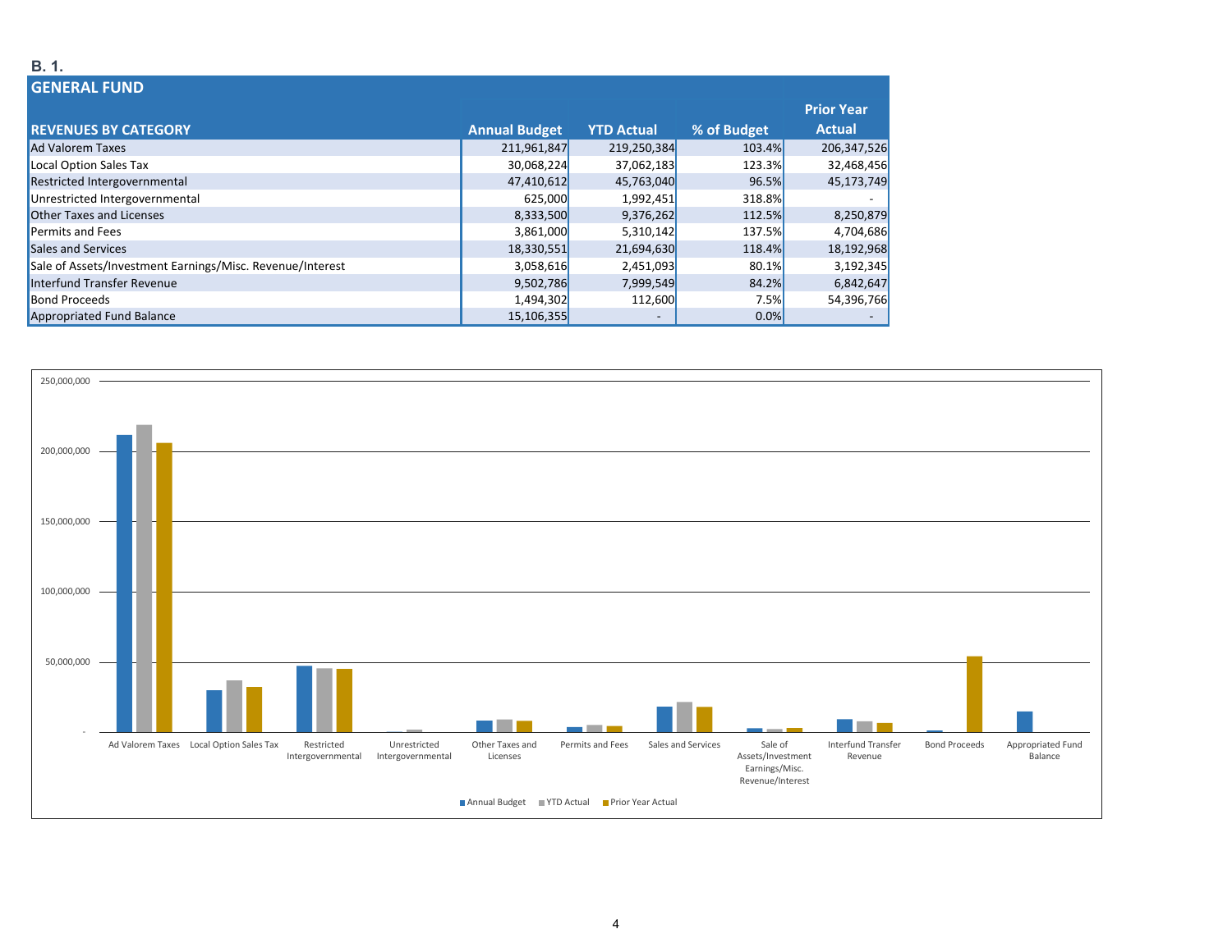**B. 1.**

## GENERAL FUND

| REVENUES BY CATEGORY | Annual Budget | YTD Actual | % of Budget | Prior Year Actual |
|---|---|---|---|---|
| Ad Valorem Taxes | 211,961,847 | 219,250,384 | 103.4% | 206,347,526 |
| Local Option Sales Tax | 30,068,224 | 37,062,183 | 123.3% | 32,468,456 |
| Restricted Intergovernmental | 47,410,612 | 45,763,040 | 96.5% | 45,173,749 |
| Unrestricted Intergovernmental | 625,000 | 1,992,451 | 318.8% | - |
| Other Taxes and Licenses | 8,333,500 | 9,376,262 | 112.5% | 8,250,879 |
| Permits and Fees | 3,861,000 | 5,310,142 | 137.5% | 4,704,686 |
| Sales and Services | 18,330,551 | 21,694,630 | 118.4% | 18,192,968 |
| Sale of Assets/Investment Earnings/Misc. Revenue/Interest | 3,058,616 | 2,451,093 | 80.1% | 3,192,345 |
| Interfund Transfer Revenue | 9,502,786 | 7,999,549 | 84.2% | 6,842,647 |
| Bond Proceeds | 1,494,302 | 112,600 | 7.5% | 54,396,766 |
| Appropriated Fund Balance | 15,106,355 | - | 0.0% | - |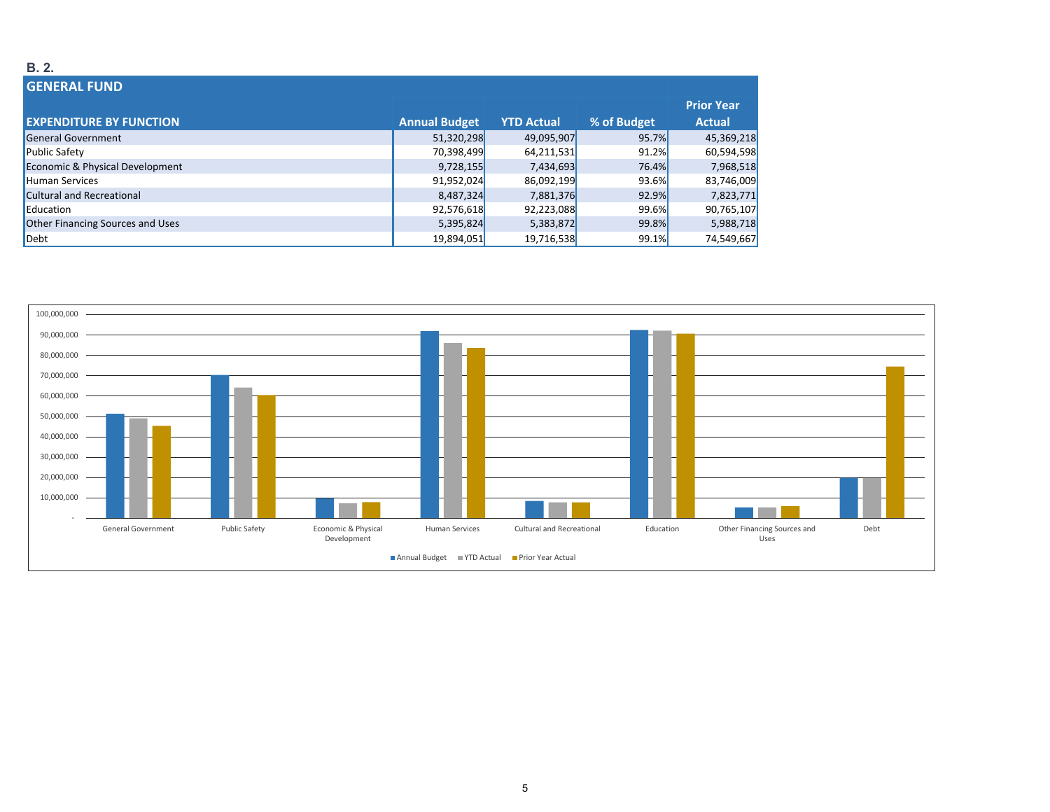**B. 2.**

## GENERAL FUND

| EXPENDITURE BY FUNCTION | Annual Budget | YTD Actual | % of Budget | Prior Year Actual |
|---|---|---|---|---|
| General Government | 51,320,298 | 49,095,907 | 95.7% | 45,369,218 |
| Public Safety | 70,398,499 | 64,211,531 | 91.2% | 60,594,598 |
| Economic & Physical Development | 9,728,155 | 7,434,693 | 76.4% | 7,968,518 |
| Human Services | 91,952,024 | 86,092,199 | 93.6% | 83,746,009 |
| Cultural and Recreational | 8,487,324 | 7,881,376 | 92.9% | 7,823,771 |
| Education | 92,576,618 | 92,223,088 | 99.6% | 90,765,107 |
| Other Financing Sources and Uses | 5,395,824 | 5,383,872 | 99.8% | 5,988,718 |
| Debt | 19,894,051 | 19,716,538 | 99.1% | 74,549,667 |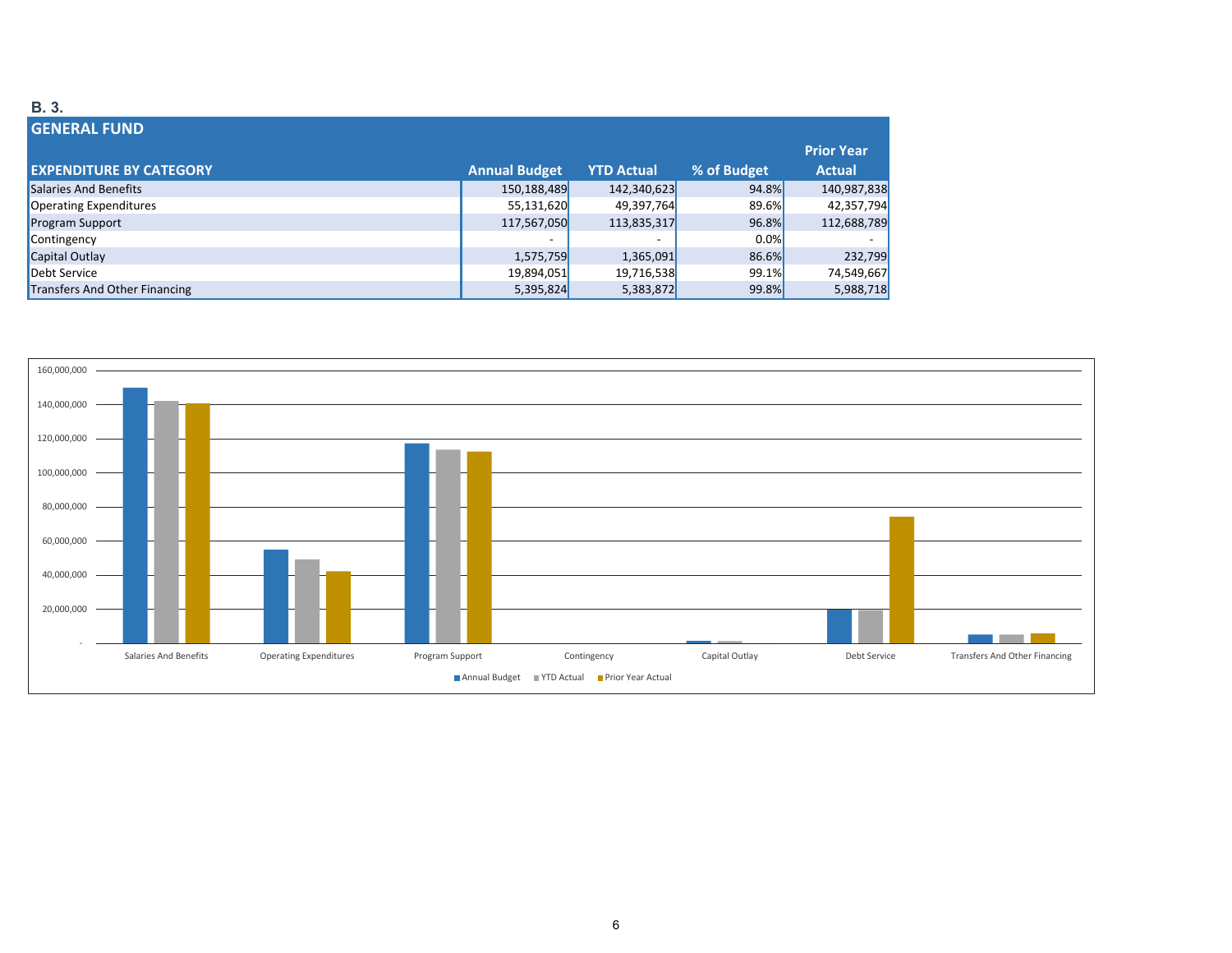**B. 3.**

## GENERAL FUND

| EXPENDITURE BY CATEGORY | Annual Budget | YTD Actual | % of Budget | Prior Year Actual |
|---|---|---|---|---|
| Salaries And Benefits | 150,188,489 | 142,340,623 | 94.8% | 140,987,838 |
| Operating Expenditures | 55,131,620 | 49,397,764 | 89.6% | 42,357,794 |
| Program Support | 117,567,050 | 113,835,317 | 96.8% | 112,688,789 |
| Contingency | - | - | 0.0% | - |
| Capital Outlay | 1,575,759 | 1,365,091 | 86.6% | 232,799 |
| Debt Service | 19,894,051 | 19,716,538 | 99.1% | 74,549,667 |
| Transfers And Other Financing | 5,395,824 | 5,383,872 | 99.8% | 5,988,718 |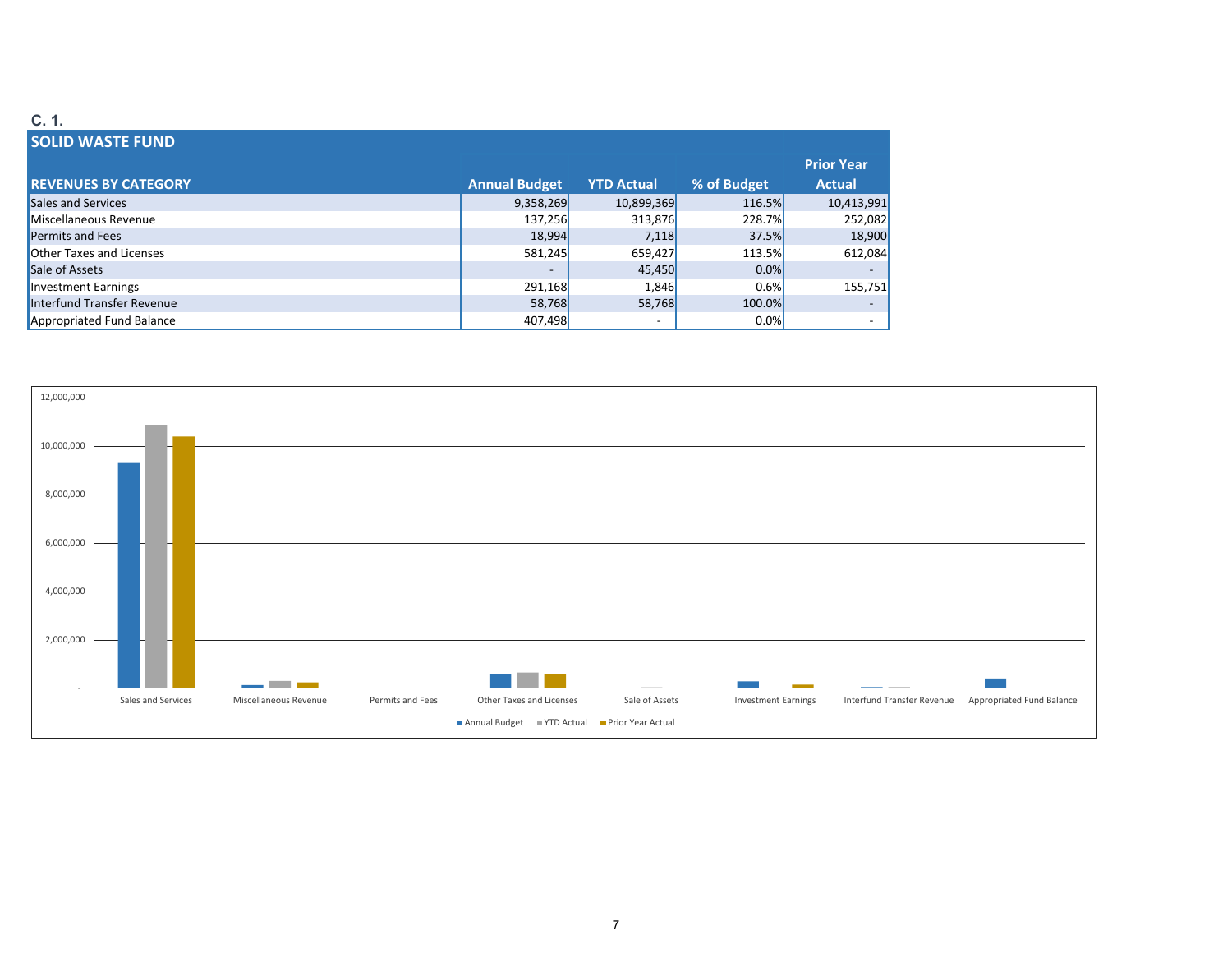**C. 1.**

## SOLID WASTE FUND

| REVENUES BY CATEGORY | Annual Budget | YTD Actual | % of Budget | Prior Year Actual |
|---|---|---|---|---|
| Sales and Services | 9,358,269 | 10,899,369 | 116.5% | 10,413,991 |
| Miscellaneous Revenue | 137,256 | 313,876 | 228.7% | 252,082 |
| Permits and Fees | 18,994 | 7,118 | 37.5% | 18,900 |
| Other Taxes and Licenses | 581,245 | 659,427 | 113.5% | 612,084 |
| Sale of Assets | - | 45,450 | 0.0% | - |
| Investment Earnings | 291,168 | 1,846 | 0.6% | 155,751 |
| Interfund Transfer Revenue | 58,768 | 58,768 | 100.0% | - |
| Appropriated Fund Balance | 407,498 | - | 0.0% | - |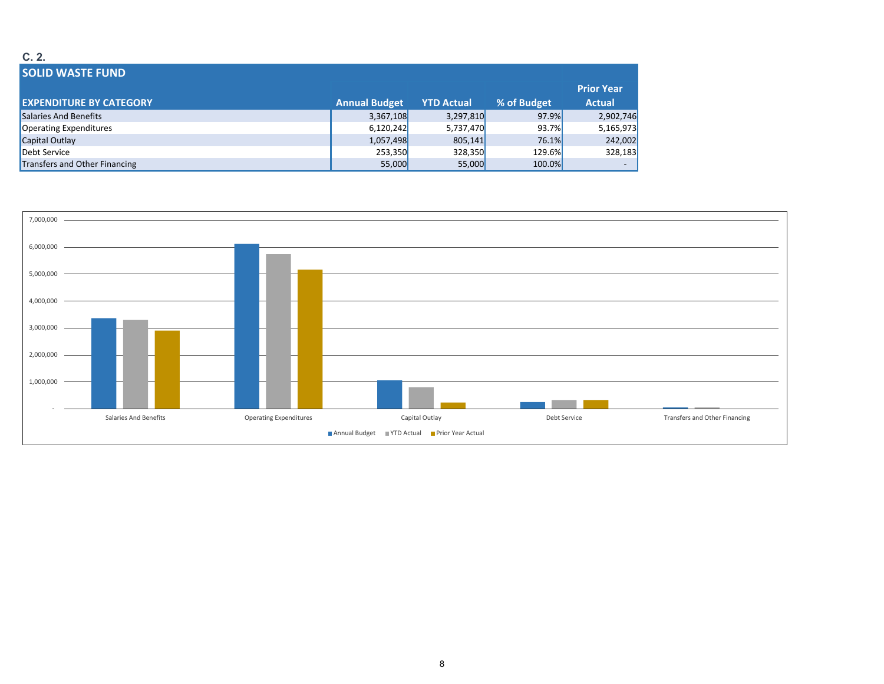C. 2.

## SOLID WASTE FUND

| EXPENDITURE BY CATEGORY | Annual Budget | YTD Actual | % of Budget | Prior Year Actual |
|---|---|---|---|---|
| Salaries And Benefits | 3,367,108 | 3,297,810 | 97.9% | 2,902,746 |
| Operating Expenditures | 6,120,242 | 5,737,470 | 93.7% | 5,165,973 |
| Capital Outlay | 1,057,498 | 805,141 | 76.1% | 242,002 |
| Debt Service | 253,350 | 328,350 | 129.6% | 328,183 |
| Transfers and Other Financing | 55,000 | 55,000 | 100.0% | - |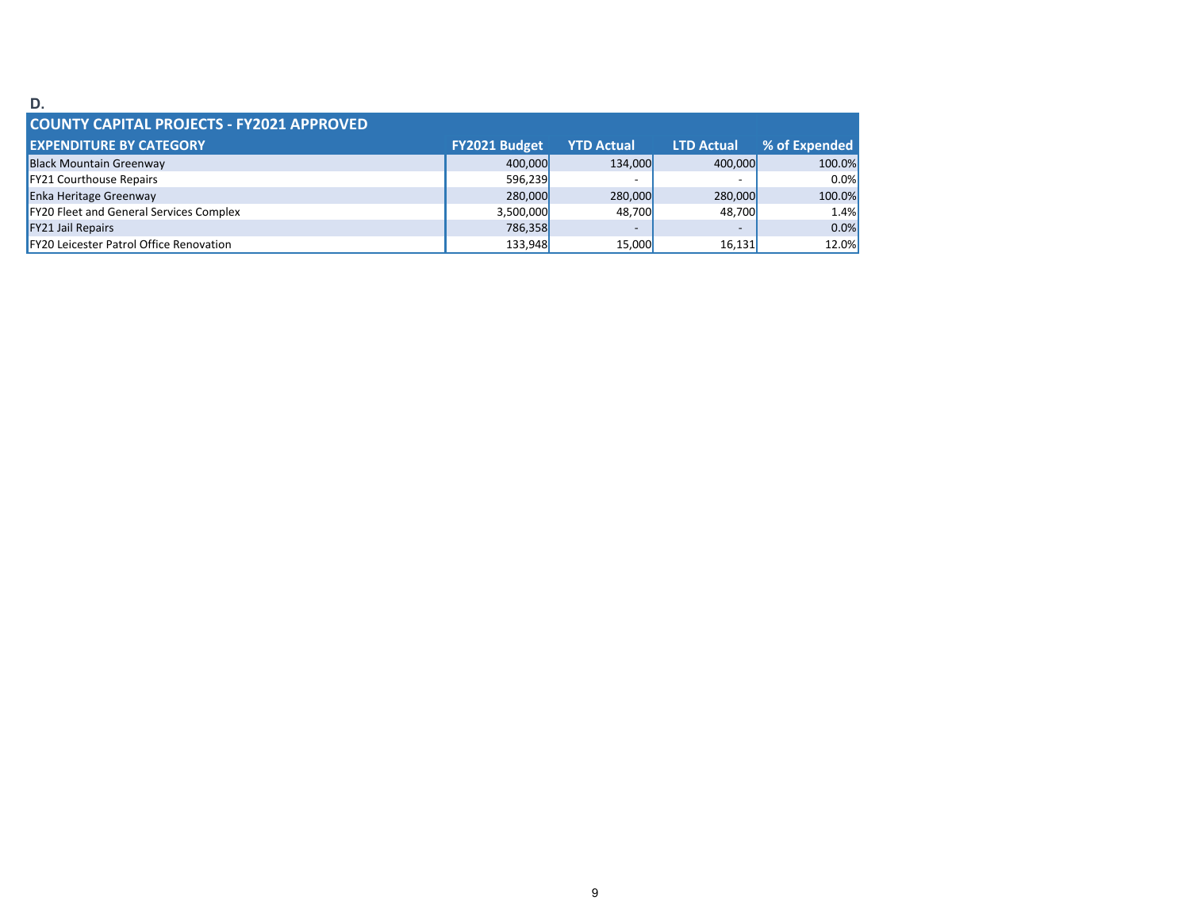**D.**

| COUNTY CAPITAL PROJECTS - FY2021 APPROVED | | | | |
|---|---|---|---|---|
| **EXPENDITURE BY CATEGORY** | **FY2021 Budget** | **YTD Actual** | **LTD Actual** | **% of Expended** |
| Black Mountain Greenway | 400,000 | 134,000 | 400,000 | 100.0% |
| FY21 Courthouse Repairs | 596,239 | - | - | 0.0% |
| Enka Heritage Greenway | 280,000 | 280,000 | 280,000 | 100.0% |
| FY20 Fleet and General Services Complex | 3,500,000 | 48,700 | 48,700 | 1.4% |
| FY21 Jail Repairs | 786,358 | - | - | 0.0% |
| FY20 Leicester Patrol Office Renovation | 133,948 | 15,000 | 16,131 | 12.0% |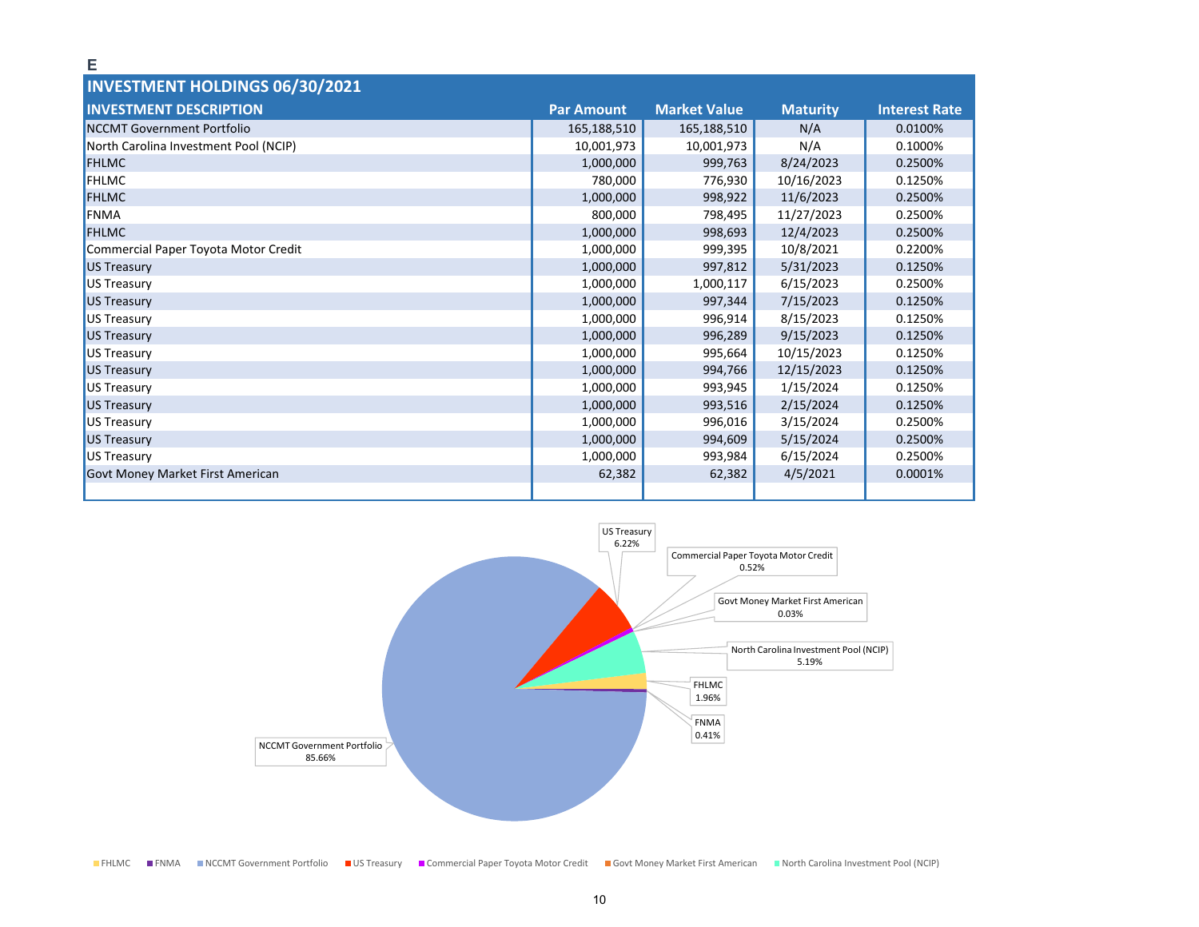E

## INVESTMENT HOLDINGS 06/30/2021

| INVESTMENT DESCRIPTION | Par Amount | Market Value | Maturity | Interest Rate |
|---|---|---|---|---|
| NCCMT Government Portfolio | 165,188,510 | 165,188,510 | N/A | 0.0100% |
| North Carolina Investment Pool (NCIP) | 10,001,973 | 10,001,973 | N/A | 0.1000% |
| FHLMC | 1,000,000 | 999,763 | 8/24/2023 | 0.2500% |
| FHLMC | 780,000 | 776,930 | 10/16/2023 | 0.1250% |
| FHLMC | 1,000,000 | 998,922 | 11/6/2023 | 0.2500% |
| FNMA | 800,000 | 798,495 | 11/27/2023 | 0.2500% |
| FHLMC | 1,000,000 | 998,693 | 12/4/2023 | 0.2500% |
| Commercial Paper Toyota Motor Credit | 1,000,000 | 999,395 | 10/8/2021 | 0.2200% |
| US Treasury | 1,000,000 | 997,812 | 5/31/2023 | 0.1250% |
| US Treasury | 1,000,000 | 1,000,117 | 6/15/2023 | 0.2500% |
| US Treasury | 1,000,000 | 997,344 | 7/15/2023 | 0.1250% |
| US Treasury | 1,000,000 | 996,914 | 8/15/2023 | 0.1250% |
| US Treasury | 1,000,000 | 996,289 | 9/15/2023 | 0.1250% |
| US Treasury | 1,000,000 | 995,664 | 10/15/2023 | 0.1250% |
| US Treasury | 1,000,000 | 994,766 | 12/15/2023 | 0.1250% |
| US Treasury | 1,000,000 | 993,945 | 1/15/2024 | 0.1250% |
| US Treasury | 1,000,000 | 993,516 | 2/15/2024 | 0.1250% |
| US Treasury | 1,000,000 | 996,016 | 3/15/2024 | 0.2500% |
| US Treasury | 1,000,000 | 994,609 | 5/15/2024 | 0.2500% |
| US Treasury | 1,000,000 | 993,984 | 6/15/2024 | 0.2500% |
| Govt Money Market First American | 62,382 | 62,382 | 4/5/2021 | 0.0001% |

US Treasury 6.22%

Commercial Paper Toyota Motor Credit 0.52%

Govt Money Market First American 0.03%

North Carolina Investment Pool (NCIP) 5.19%

FHLMC 1.96%

FNMA 0.41%

NCCMT Government Portfolio 85.66%

FHLMC · FNMA · NCCMT Government Portfolio · US Treasury · Commercial Paper Toyota Motor Credit · Govt Money Market First American · North Carolina Investment Pool (NCIP)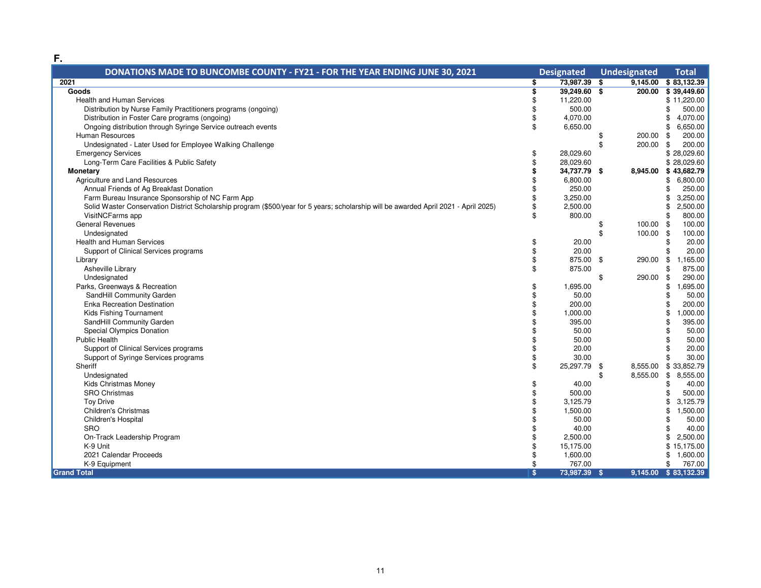**F.**

| DONATIONS MADE TO BUNCOMBE COUNTY - FY21 - FOR THE YEAR ENDING JUNE 30, 2021 | Designated | Undesignated | Total |
|---|---|---|---|
| **2021** | **$ 73,987.39** | **$ 9,145.00** | **$ 83,132.39** |
| **Goods** | **$ 39,249.60** | **$ 200.00** | **$ 39,449.60** |
| Health and Human Services | $ 11,220.00 | | $ 11,220.00 |
| Distribution by Nurse Family Practitioners programs (ongoing) | $ 500.00 | | $ 500.00 |
| Distribution in Foster Care programs (ongoing) | $ 4,070.00 | | $ 4,070.00 |
| Ongoing distribution through Syringe Service outreach events | $ 6,650.00 | | $ 6,650.00 |
| Human Resources | | $ 200.00 | $ 200.00 |
| Undesignated - Later Used for Employee Walking Challenge | | $ 200.00 | $ 200.00 |
| Emergency Services | $ 28,029.60 | | $ 28,029.60 |
| Long-Term Care Facilities & Public Safety | $ 28,029.60 | | $ 28,029.60 |
| **Monetary** | **$ 34,737.79** | **$ 8,945.00** | **$ 43,682.79** |
| Agriculture and Land Resources | $ 6,800.00 | | $ 6,800.00 |
| Annual Friends of Ag Breakfast Donation | $ 250.00 | | $ 250.00 |
| Farm Bureau Insurance Sponsorship of NC Farm App | $ 3,250.00 | | $ 3,250.00 |
| Solid Waster Conservation District Scholarship program ($500/year for 5 years; scholarship will be awarded April 2021 - April 2025) | $ 2,500.00 | | $ 2,500.00 |
| VisitNCFarms app | $ 800.00 | | $ 800.00 |
| General Revenues | | $ 100.00 | $ 100.00 |
| Undesignated | | $ 100.00 | $ 100.00 |
| Health and Human Services | $ 20.00 | | $ 20.00 |
| Support of Clinical Services programs | $ 20.00 | | $ 20.00 |
| Library | $ 875.00 | $ 290.00 | $ 1,165.00 |
| Asheville Library | $ 875.00 | | $ 875.00 |
| Undesignated | | $ 290.00 | $ 290.00 |
| Parks, Greenways & Recreation | $ 1,695.00 | | $ 1,695.00 |
| SandHill Community Garden | $ 50.00 | | $ 50.00 |
| Enka Recreation Destination | $ 200.00 | | $ 200.00 |
| Kids Fishing Tournament | $ 1,000.00 | | $ 1,000.00 |
| SandHill Community Garden | $ 395.00 | | $ 395.00 |
| Special Olympics Donation | $ 50.00 | | $ 50.00 |
| Public Health | $ 50.00 | | $ 50.00 |
| Support of Clinical Services programs | $ 20.00 | | $ 20.00 |
| Support of Syringe Services programs | $ 30.00 | | $ 30.00 |
| Sheriff | $ 25,297.79 | $ 8,555.00 | $ 33,852.79 |
| Undesignated | | $ 8,555.00 | $ 8,555.00 |
| Kids Christmas Money | $ 40.00 | | $ 40.00 |
| SRO Christmas | $ 500.00 | | $ 500.00 |
| Toy Drive | $ 3,125.79 | | $ 3,125.79 |
| Children's Christmas | $ 1,500.00 | | $ 1,500.00 |
| Children's Hospital | $ 50.00 | | $ 50.00 |
| SRO | $ 40.00 | | $ 40.00 |
| On-Track Leadership Program | $ 2,500.00 | | $ 2,500.00 |
| K-9 Unit | $ 15,175.00 | | $ 15,175.00 |
| 2021 Calendar Proceeds | $ 1,600.00 | | $ 1,600.00 |
| K-9 Equipment | $ 767.00 | | $ 767.00 |
| **Grand Total** | **$ 73,987.39** | **$ 9,145.00** | **$ 83,132.39** |